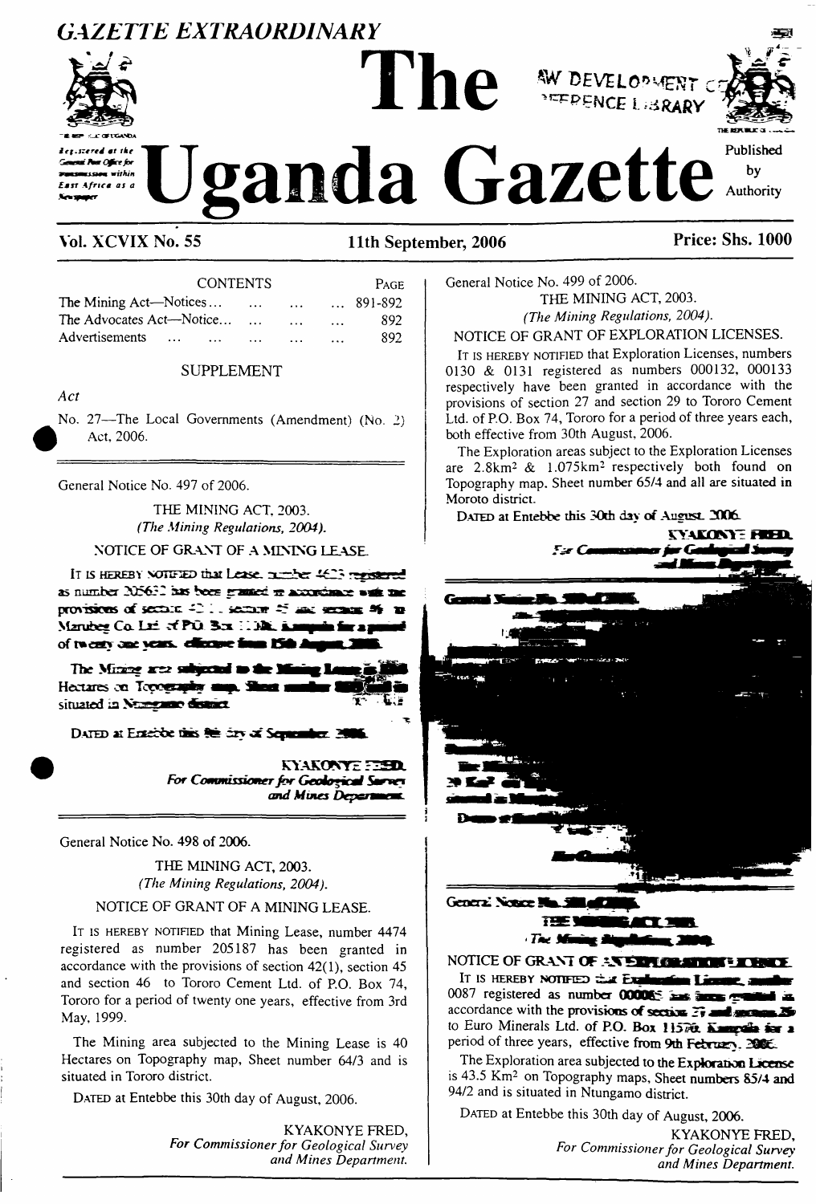# GAZETTE EXTRAORDINARY

# The Uganda Gazette

Registered at the General Post Office for transmission within East Africa as a Newspaper

Published by Authority

**Vol. XCVIX No. 55** | **11th September, 2006** | **Price: Shs. 1000**

| CONTENTS | PAGE |
|---|---|
| The Mining Act—Notices ... | 891-892 |
| The Advocates Act—Notice... | 892 |
| Advertisements ... | 892 |

SUPPLEMENT

*Act*

No. 27—The Local Governments (Amendment) (No. 2) Act, 2006.

---

General Notice No. 497 of 2006.

THE MINING ACT, 2003.

*(The Mining Regulations, 2004).*

NOTICE OF GRANT OF A MINING LEASE.

IT IS HEREBY NOTIFIED that Lease number 4623 registered as number 205632 has been granted in accordance with the provisions of section 42(1), section 45 and section 46 to Marubeni Co. Ltd. of P.O. Box 11036, Kampala for a period of twenty one years, effective from 15th August 2006.

The Mining area subjected to the Mining Lease is ... Hectares on Topography map, Sheet number ... and is situated in Ntungamo district.

DATED at Entebbe this 5th day of September, 2006.

KYAKONYE FRED,
*For Commissioner for Geological Survey and Mines Department.*

---

General Notice No. 498 of 2006.

THE MINING ACT, 2003.

*(The Mining Regulations, 2004).*

NOTICE OF GRANT OF A MINING LEASE.

IT IS HEREBY NOTIFIED that Mining Lease, number 4474 registered as number 205187 has been granted in accordance with the provisions of section 42(1), section 45 and section 46 to Tororo Cement Ltd. of P.O. Box 74, Tororo for a period of twenty one years, effective from 3rd May, 1999.

The Mining area subjected to the Mining Lease is 40 Hectares on Topography map, Sheet number 64/3 and is situated in Tororo district.

DATED at Entebbe this 30th day of August, 2006.

KYAKONYE FRED,
*For Commissioner for Geological Survey and Mines Department.*

---

General Notice No. 499 of 2006.

THE MINING ACT, 2003.

*(The Mining Regulations, 2004).*

NOTICE OF GRANT OF EXPLORATION LICENSES.

IT IS HEREBY NOTIFIED that Exploration Licenses, numbers 0130 & 0131 registered as numbers 000132, 000133 respectively have been granted in accordance with the provisions of section 27 and section 29 to Tororo Cement Ltd. of P.O. Box 74, Tororo for a period of three years each, both effective from 30th August, 2006.

The Exploration areas subject to the Exploration Licenses are $2.8km^2$ & $1.075km^2$ respectively both found on Topography map. Sheet number 65/4 and all are situated in Moroto district.

DATED at Entebbe this 30th day of August, 2006.

KYAKONYE FRED,
*For Commissioner for Geological Survey and Mines Department.*

---

General Notice No. 500 of 2006.

...

---

General Notice No. 501 of 2006.

THE MINING ACT, 2003.

*(The Mining Regulations, 2004).*

NOTICE OF GRANT OF AN EXPLORATION LICENCE.

IT IS HEREBY NOTIFIED that Exploration Licence, number 0087 registered as number 000085 has been granted in accordance with the provisions of section 27 and section 29 to Euro Minerals Ltd. of P.O. Box 11576, Kampala for a period of three years, effective from 9th February, 2006.

The Exploration area subjected to the Exploration Licence is 43.5 $Km^2$ on Topography maps, Sheet numbers 85/4 and 94/2 and is situated in Ntungamo district.

DATED at Entebbe this 30th day of August, 2006.

KYAKONYE FRED,
*For Commissioner for Geological Survey and Mines Department.*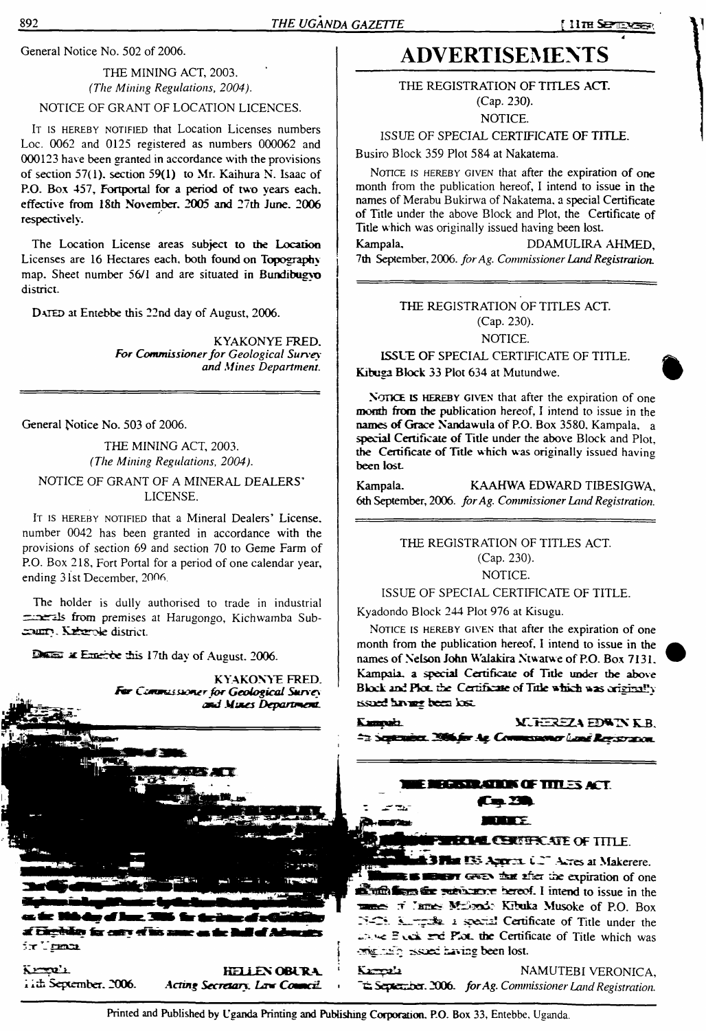General Notice No. 502 of 2006.

THE MINING ACT, 2003.
*(The Mining Regulations, 2004).*

NOTICE OF GRANT OF LOCATION LICENCES.

IT IS HEREBY NOTIFIED that Location Licenses numbers Loc. 0062 and 0125 registered as numbers 000062 and 000123 have been granted in accordance with the provisions of section 57(1). section 59(1) to Mr. Kaihura N. Isaac of P.O. Box 457, Fortportal for a period of two years each, effective from 18th November, 2005 and 27th June, 2006 respectively.

The Location License areas subject to the Location Licenses are 16 Hectares each, both found on Topography map. Sheet number 56/1 and are situated in Bundibugyo district.

DATED at Entebbe this 22nd day of August, 2006.

KYAKONYE FRED.
*For Commissioner for Geological Survey and Mines Department.*

---

General Notice No. 503 of 2006.

THE MINING ACT, 2003.
*(The Mining Regulations, 2004).*

NOTICE OF GRANT OF A MINERAL DEALERS' LICENSE.

IT IS HEREBY NOTIFIED that a Mineral Dealers' License, number 0042 has been granted in accordance with the provisions of section 69 and section 70 to Geme Farm of P.O. Box 218, Fort Portal for a period of one calendar year, ending 31st December, 2006.

The holder is dully authorised to trade in industrial minerals from premises at Harugongo, Kichwamba Sub-county, Kabarole district.

DATED at Entebbe this 17th day of August, 2006.

KYAKONYE FRED.
*For Commissioner for Geological Survey and Mines Department.*

---

Kampala,
11th September, 2006.

HELLEN OBURA.
*Acting Secretary, Law Council.*

# ADVERTISEMENTS

THE REGISTRATION OF TITLES ACT.
(Cap. 230).
NOTICE.

ISSUE OF SPECIAL CERTIFICATE OF TITLE.

Busiro Block 359 Plot 584 at Nakatema.

NOTICE IS HEREBY GIVEN that after the expiration of one month from the publication hereof, I intend to issue in the names of Merabu Bukirwa of Nakatema, a special Certificate of Title under the above Block and Plot, the Certificate of Title which was originally issued having been lost.

Kampala,
7th September, 2006.

DDAMULIRA AHMED,
*for Ag. Commissioner Land Registration.*

---

THE REGISTRATION OF TITLES ACT.
(Cap. 230).
NOTICE.

ISSUE OF SPECIAL CERTIFICATE OF TITLE.

Kibuga Block 33 Plot 634 at Mutundwe.

NOTICE IS HEREBY GIVEN that after the expiration of one month from the publication hereof, I intend to issue in the names of Grace Nandawula of P.O. Box 3580, Kampala, a special Certificate of Title under the above Block and Plot, the Certificate of Title which was originally issued having been lost.

Kampala,
6th September, 2006.

KAAHWA EDWARD TIBESIGWA,
*for Ag. Commissioner Land Registration.*

---

THE REGISTRATION OF TITLES ACT.
(Cap. 230).
NOTICE.

ISSUE OF SPECIAL CERTIFICATE OF TITLE.

Kyadondo Block 244 Plot 976 at Kisugu.

NOTICE IS HEREBY GIVEN that after the expiration of one month from the publication hereof, I intend to issue in the names of Nelson John Walakira Ntwatwe of P.O. Box 7131, Kampala, a special Certificate of Title under the above Block and Plot, the Certificate of Title which was originally issued having been lost.

Kampala,
September, 2006.

MUHEREZA EDWIN K.B,
*for Ag. Commissioner Land Registration.*

---

THE REGISTRATION OF TITLES ACT.
(Cap. 230).
NOTICE.

SPECIAL CERTIFICATE OF TITLE.

Block 3 Plot 135 Approx. 0.27 Acres at Makerere.

NOTICE IS HEREBY GIVEN that after the expiration of one month from the publication hereof, I intend to issue in the names of James Mulondo Kibuka Musoke of P.O. Box ..., Kampala, a special Certificate of Title under the above Block and Plot, the Certificate of Title which was originally issued having been lost.

Kampala,
September, 2006.

NAMUTEBI VERONICA,
*for Ag. Commissioner Land Registration.*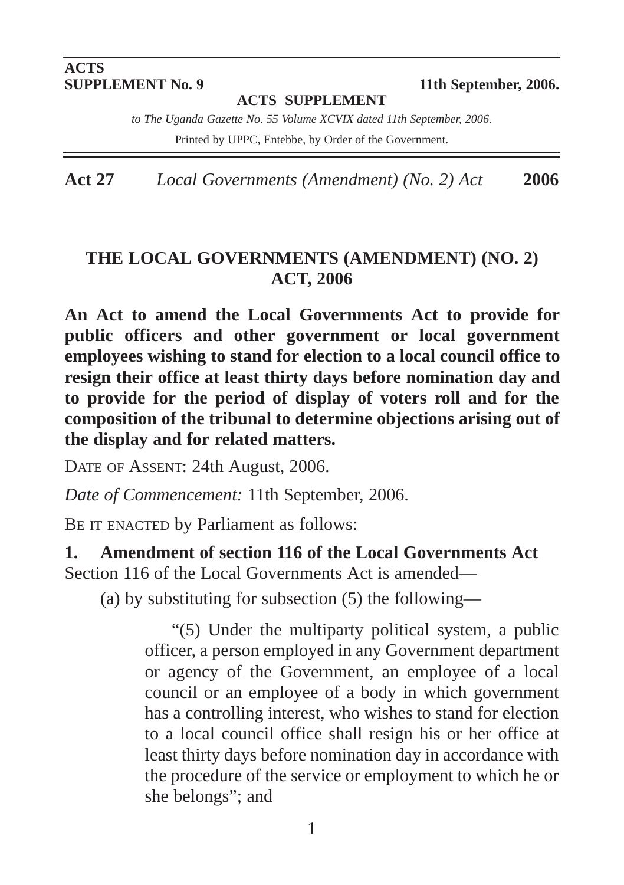**ACTS SUPPLEMENT No. 9** — **11th September, 2006.**

**ACTS SUPPLEMENT**

*to The Uganda Gazette No. 55 Volume XCVIX dated 11th September, 2006.*

Printed by UPPC, Entebbe, by Order of the Government.

**Act 27** *Local Governments (Amendment) (No. 2) Act* **2006**

# THE LOCAL GOVERNMENTS (AMENDMENT) (NO. 2) ACT, 2006

**An Act to amend the Local Governments Act to provide for public officers and other government or local government employees wishing to stand for election to a local council office to resign their office at least thirty days before nomination day and to provide for the period of display of voters roll and for the composition of the tribunal to determine objections arising out of the display and for related matters.**

DATE OF ASSENT: 24th August, 2006.

*Date of Commencement:* 11th September, 2006.

BE IT ENACTED by Parliament as follows:

**1. Amendment of section 116 of the Local Governments Act**

Section 116 of the Local Governments Act is amended—

(a) by substituting for subsection (5) the following—

> "(5) Under the multiparty political system, a public officer, a person employed in any Government department or agency of the Government, an employee of a local council or an employee of a body in which government has a controlling interest, who wishes to stand for election to a local council office shall resign his or her office at least thirty days before nomination day in accordance with the procedure of the service or employment to which he or she belongs"; and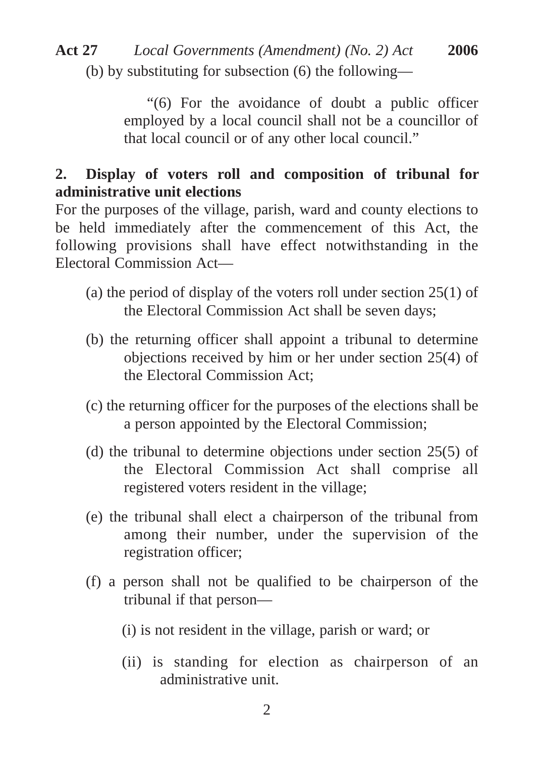(b) by substituting for subsection (6) the following—

> "(6) For the avoidance of doubt a public officer employed by a local council shall not be a councillor of that local council or of any other local council."

**2. Display of voters roll and composition of tribunal for administrative unit elections**

For the purposes of the village, parish, ward and county elections to be held immediately after the commencement of this Act, the following provisions shall have effect notwithstanding in the Electoral Commission Act—

(a) the period of display of the voters roll under section 25(1) of the Electoral Commission Act shall be seven days;

(b) the returning officer shall appoint a tribunal to determine objections received by him or her under section 25(4) of the Electoral Commission Act;

(c) the returning officer for the purposes of the elections shall be a person appointed by the Electoral Commission;

(d) the tribunal to determine objections under section 25(5) of the Electoral Commission Act shall comprise all registered voters resident in the village;

(e) the tribunal shall elect a chairperson of the tribunal from among their number, under the supervision of the registration officer;

(f) a person shall not be qualified to be chairperson of the tribunal if that person—

(i) is not resident in the village, parish or ward; or

(ii) is standing for election as chairperson of an administrative unit.